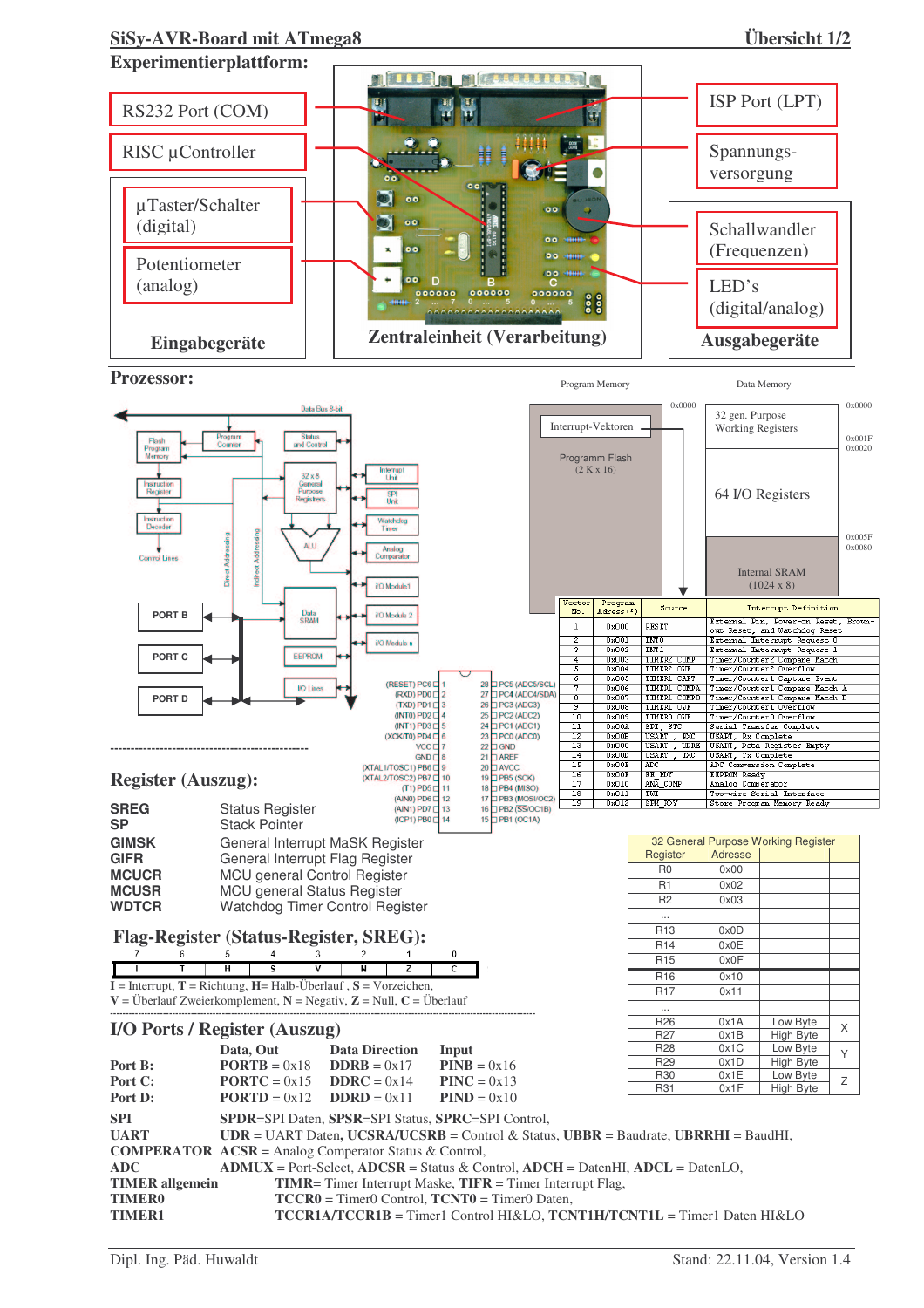# SiSy-AVR-Board mit ATmega8 — Übersicht 1/2

## Experimentierplattform:

RS232 Port (COM)

RISC µController

µTaster/Schalter (digital)

Potentiometer (analog)

**Eingabegeräte**

**Zentraleinheit (Verarbeitung)**

ISP Port (LPT)

Spannungs-versorgung

Schallwandler (Frequenzen)

LED's (digital/analog)

**Ausgabegeräte**

## Prozessor:

Data Bus 8-bit

Flash Program Memory

Program Counter

Status and Control

Instruction Register

Instruction Decoder

Control Lines

Direct Addressing

Indirect Addressing

32 x 8 General Purpose Registers

ALU

Data SRAM

EEPROM

I/O Lines

Interrupt Unit

SPI Unit

Watchdog Timer

Analog Comparator

I/O Module1

I/O Module 2

I/O Module n

PORT B

PORT C

PORT D

Program Memory

0x0000

Interrupt-Vektoren

Programm Flash (2 K x 16)

Data Memory

0x0000

32 gen. Purpose Working Registers

0x001F

0x0020

64 I/O Registers

0x005F

0x0080

Internal SRAM (1024 x 8)

(RESET) PC6 1 — 28 PC5 (ADC5/SCL)
(RXD) PD0 2 — 27 PC4 (ADC4/SDA)
(TXD) PD1 3 — 26 PC3 (ADC3)
(INT0) PD2 4 — 25 PC2 (ADC2)
(INT1) PD3 5 — 24 PC1 (ADC1)
(XCK/T0) PD4 6 — 23 PC0 (ADC0)
VCC 7 — 22 GND
GND 8 — 21 AREF
(XTAL1/TOSC1) PB6 9 — 20 AVCC
(XTAL2/TOSC2) PB7 10 — 19 PB5 (SCK)
(T1) PD5 11 — 18 PB4 (MISO)
(AIN0) PD6 12 — 17 PB3 (MOSI/OC2)
(AIN1) PD7 13 — 16 PB2 (SS/OC1B)
(ICP1) PB0 14 — 15 PB1 (OC1A)

| Vector No. | Program Address (2) | Source | Interrupt Definition |
|---|---|---|---|
| 1 | 0x000 | RESET | External Pin, Power-on Reset, Brown-out Reset, and Watchdog Reset |
| 2 | 0x001 | INT0 | External Interrupt Request 0 |
| 3 | 0x002 | INT1 | External Interrupt Request 1 |
| 4 | 0x003 | TIMER2 COMP | Timer/Counter2 Compare Match |
| 5 | 0x004 | TIMER2 OVF | Timer/Counter2 Overflow |
| 6 | 0x005 | TIMER1 CAPT | Timer/Counter1 Capture Event |
| 7 | 0x006 | TIMER1 COMPA | Timer/Counter1 Compare Match A |
| 8 | 0x007 | TIMER1 COMPB | Timer/Counter1 Compare Match B |
| 9 | 0x008 | TIMER1 OVF | Timer/Counter1 Overflow |
| 10 | 0x009 | TIMER0 OVF | Timer/Counter0 Overflow |
| 11 | 0x00A | SPI, STC | Serial Transfer Complete |
| 12 | 0x00B | USART, RXC | USART, Rx Complete |
| 13 | 0x00C | USART, UDRE | USART, Data Register Empty |
| 14 | 0x00D | USART, TXC | USART, Tx Complete |
| 15 | 0x00E | ADC | ADC Conversion Complete |
| 16 | 0x00F | EE_RDY | EEPROM Ready |
| 17 | 0x010 | ANA_COMP | Analog Comparator |
| 18 | 0x011 | TWI | Two-wire Serial Interface |
| 19 | 0x012 | SPM_RDY | Store Program Memory Ready |

## Register (Auszug):

**SREG** Status Register
**SP** Stack Pointer

**GIMSK** General Interrupt MaSK Register
**GIFR** General Interrupt Flag Register
**MCUCR** MCU general Control Register
**MCUSR** MCU general Status Register
**WDTCR** Watchdog Timer Control Register

| 32 General Purpose Working Register | | | |
|---|---|---|---|
| Register | Adresse | | |
| R0 | 0x00 | | |
| R1 | 0x02 | | |
| R2 | 0x03 | | |
| ... | | | |
| R13 | 0x0D | | |
| R14 | 0x0E | | |
| R15 | 0x0F | | |
| R16 | 0x10 | | |
| R17 | 0x11 | | |
| ... | | | |
| R26 | 0x1A | Low Byte | X |
| R27 | 0x1B | High Byte | |
| R28 | 0x1C | Low Byte | Y |
| R29 | 0x1D | High Byte | |
| R30 | 0x1E | Low Byte | Z |
| R31 | 0x1F | High Byte | |

## Flag-Register (Status-Register, SREG):

| 7 | 6 | 5 | 4 | 3 | 2 | 1 | 0 |
|---|---|---|---|---|---|---|---|
| I | T | H | S | V | N | Z | C |

**I** = Interrupt, **T** = Richtung, **H**= Halb-Überlauf , **S** = Vorzeichen,
**V** = Überlauf Zweierkomplement, **N** = Negativ, **Z** = Null, **C** = Überlauf

## I/O Ports / Register (Auszug)

| | Data, Out | Data Direction | Input |
|---|---|---|---|
| **Port B:** | **PORTB** = 0x18 | **DDRB** = 0x17 | **PINB** = 0x16 |
| **Port C:** | **PORTC** = 0x15 | **DDRC** = 0x14 | **PINC** = 0x13 |
| **Port D:** | **PORTD** = 0x12 | **DDRD** = 0x11 | **PIND** = 0x10 |

**SPI** **SPDR**=SPI Daten, **SPSR**=SPI Status, **SPRC**=SPI Control,
**UART** **UDR** = UART Daten, **UCSRA/UCSRB** = Control & Status, **UBBR** = Baudrate, **UBRRHI** = BaudHI,
**COMPERATOR** **ACSR** = Analog Comparator Status & Control,
**ADC** **ADMUX** = Port-Select, **ADCSR** = Status & Control, **ADCH** = DatenHI, **ADCL** = DatenLO,
**TIMER allgemein** **TIMR**= Timer Interrupt Maske, **TIFR** = Timer Interrupt Flag,
**TIMER0** **TCCR0** = Timer0 Control, **TCNT0** = Timer0 Daten,
**TIMER1** **TCCR1A/TCCR1B** = Timer1 Control HI&LO, **TCNT1H/TCNT1L** = Timer1 Daten HI&LO

Dipl. Ing. Päd. Huwaldt — Stand: 22.11.04, Version 1.4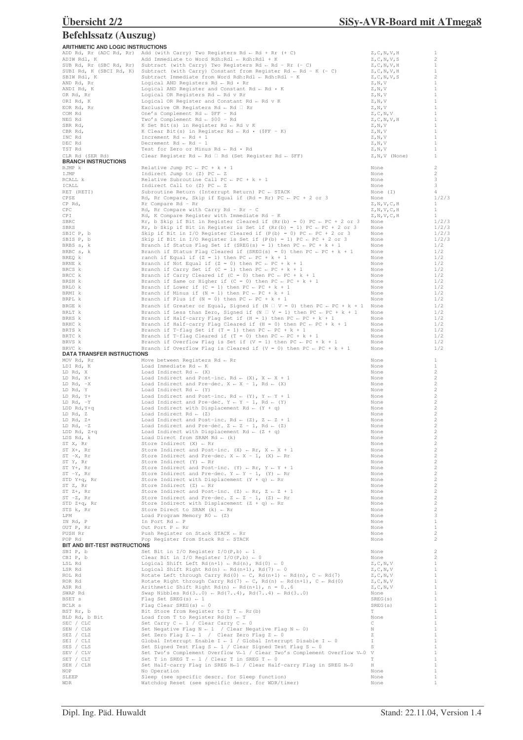# Befehlssatz (Auszug)

| | | | |
|---|---|---|---|
| **ARITHMETIC AND LOGIC INSTRUCTIONS** | | | |
| ADD Rd, Rr (ADC Rd, Rr) | Add (with Carry) Two Registers Rd ← Rd + Rr (+ C) | Z,C,N,V,H | 1 |
| ADIW Rdl, K | Add Immediate to Word Rdh:Rdl ← Rdh:Rdl + K | Z,C,N,V,S | 2 |
| SUB Rd, Rr (SBC Rd, Rr) | Subtract (with Carry) Two Registers Rd ← Rd - Rr (- C) | Z,C,N,V,H | 1 |
| SUBI Rd, K (SBCI Rd, K) | Subtract (with Carry) Constant from Register Rd ← Rd - K (- C) | Z,C,N,V,H | 1 |
| SBIW Rdl, K | Subtract Immediate from Word Rdh:Rdl ← Rdh:Rdl - K | Z,C,N,V,S | 2 |
| AND Rd, Rr | Logical AND Registers Rd ← Rd • Rr | Z,N,V | 1 |
| ANDI Rd, K | Logical AND Register and Constant Rd ← Rd • K | Z,N,V | 1 |
| OR Rd, Rr | Logical OR Registers Rd ← Rd v Rr | Z,N,V | 1 |
| ORI Rd, K | Logical OR Register and Constant Rd ← Rd v K | Z,N,V | 1 |
| EOR Rd, Rr | Exclusive OR Registers Rd ← Rd ⊕ Rr | Z,N,V | 1 |
| COM Rd | One's Complement Rd ← $FF - Rd | Z,C,N,V | 1 |
| NEG Rd | Two's Complement Rd ← $00 - Rd | Z,C,N,V,H | 1 |
| SBR Rd, | K Set Bit(s) in Register Rd ← Rd v K | Z,N,V | 1 |
| CBR Rd, | K Clear Bit(s) in Register Rd ← Rd • ($FF - K) | Z,N,V | 1 |
| INC Rd | Increment Rd ← Rd + 1 | Z,N,V | 1 |
| DEC Rd | Decrement Rd ← Rd - 1 | Z,N,V | 1 |
| TST Rd | Test for Zero or Minus Rd ← Rd • Rd | Z,N,V | 1 |
| CLR Rd (SER Rd) | Clear Register Rd ← Rd ⊕ Rd (Set Register Rd ← $FF) | Z,N,V (None) | 1 |
| **BRANCH INSTRUCTIONS** | | | |
| RJMP k | Relative Jump PC ← PC + k + 1 | None | 2 |
| IJMP | Indirect Jump to (Z) PC ← Z | None | 2 |
| RCALL k | Relative Subroutine Call PC ← PC + k + 1 | None | 3 |
| ICALL | Indirect Call to (Z) PC ← Z | None | 3 |
| RET (RETI) | Subroutine Return (Interrupt Return) PC ← STACK | None (I) | 4 |
| CPSE | Rd, Rr Compare, Skip if Equal if (Rd = Rr) PC ← PC + 2 or 3 | None | 1/2/3 |
| CP Rd, | Rr Compare Rd - Rr | Z,N,V,C,H | 1 |
| CPC | Rd, Rr Compare with Carry Rd - Rr - C | Z,N,V,C,H | 1 |
| CPI | Rd, K Compare Register with Immediate Rd - K | Z,N,V,C,H | 1 |
| SBRC | Rr, b Skip if Bit in Register Cleared if (Rr(b) = 0) PC ← PC + 2 or 3 | None | 1/2/3 |
| SBRS | Rr, b Skip if Bit in Register is Set if (Rr(b) = 1) PC ← PC + 2 or 3 | None | 1/2/3 |
| SBIC P, b | Skip if Bit in I/O Register Cleared if (P(b) = 0) PC ← PC + 2 or 3 | None | 1/2/3 |
| SBIS P, b | Skip if Bit in I/O Register is Set if (P(b) = 1) PC ← PC + 2 or 3 | None | 1/2/3 |
| BRBS s, k | Branch if Status Flag Set if (SREG(s) = 1) then PC ← PC + k + 1 | None | 1/2 |
| BRBC s, k | Branch if Status Flag Cleared if (SREG(s) = 0) then PC ← PC + k + 1 | None | 1/2 |
| BREQ k | ranch if Equal if (Z = 1) then PC ← PC + k + 1 | None | 1/2 |
| BRNE k | Branch if Not Equal if (Z = 0) then PC ← PC + k + 1 | None | 1/2 |
| BRCS k | Branch if Carry Set if (C = 1) then PC ← PC + k + 1 | None | 1/2 |
| BRCC k | Branch if Carry Cleared if (C = 0) then PC ← PC + k + 1 | None | 1/2 |
| BRSH k | Branch if Same or Higher if (C = 0) then PC ← PC + k + 1 | None | 1/2 |
| BRLO k | Branch if Lower if (C = 1) then PC ← PC + k + 1 | None | 1/2 |
| BRMI k | Branch if Minus if (N = 1) then PC ← PC + k + 1 | None | 1/2 |
| BRPL k | Branch if Plus if (N = 0) then PC ← PC + k + 1 | None | 1/2 |
| BRGE k | Branch if Greater or Equal, Signed if (N ⊕ V = 0) then PC ← PC + k + 1 | None | 1/2 |
| BRLT k | Branch if Less than Zero, Signed if (N ⊕ V = 1) then PC ← PC + k + 1 | None | 1/2 |
| BRHS k | Branch if Half-carry Flag Set if (H = 1) then PC ← PC + k + 1 | None | 1/2 |
| BRHC k | Branch if Half-carry Flag Cleared if (H = 0) then PC ← PC + k + 1 | None | 1/2 |
| BRTS k | Branch if T-flag Set if (T = 1) then PC ← PC + k + 1 | None | 1/2 |
| BRTC k | Branch if T-flag Cleared if (T = 0) then PC ← PC + k + 1 | None | 1/2 |
| BRVS k | Branch if Overflow Flag is Set if (V = 1) then PC ← PC + k + 1 | None | 1/2 |
| BRVC k | Branch if Overflow Flag is Cleared if (V = 0) then PC ← PC + k + 1 | None | 1/2 |
| **DATA TRANSFER INSTRUCTIONS** | | | |
| MOV Rd, Rr | Move between Registers Rd ← Rr | None | 1 |
| LDI Rd, K | Load Immediate Rd ← K | None | 1 |
| LD Rd, X | Load Indirect Rd ← (X) | None | 2 |
| LD Rd, X+ | Load Indirect and Post-inc. Rd ← (X), X ← X + 1 | None | 2 |
| LD Rd, -X | Load Indirect and Pre-dec. X ← X - 1, Rd ← (X) | None | 2 |
| LD Rd, Y | Load Indirect Rd ← (Y) | None | 2 |
| LD Rd, Y+ | Load Indirect and Post-inc. Rd ← (Y), Y ← Y + 1 | None | 2 |
| LD Rd, -Y | Load Indirect and Pre-dec. Y ← Y - 1, Rd ← (Y) | None | 2 |
| LDD Rd,Y+q | Load Indirect with Displacement Rd ← (Y + q) | None | 2 |
| LD Rd, Z | Load Indirect Rd ← (Z) | None | 2 |
| LD Rd, Z+ | Load Indirect and Post-inc. Rd ← (Z), Z ← Z + 1 | None | 2 |
| LD Rd, -Z | Load Indirect and Pre-dec. Z ← Z - 1, Rd ← (Z) | None | 2 |
| LDD Rd, Z+q | Load Indirect with Displacement Rd ← (Z + q) | None | 2 |
| LDS Rd, k | Load Direct from SRAM Rd ← (k) | None | 2 |
| ST X, Rr | Store Indirect (X) ← Rr | None | 2 |
| ST X+, Rr | Store Indirect and Post-inc. (X) ← Rr, X ← X + 1 | None | 2 |
| ST -X, Rr | Store Indirect and Pre-dec. X ← X - 1, (X) ← Rr | None | 2 |
| ST Y, Rr | Store Indirect (Y) ← Rr | None | 2 |
| ST Y+, Rr | Store Indirect and Post-inc. (Y) ← Rr, Y ← Y + 1 | None | 2 |
| ST -Y, Rr | Store Indirect and Pre-dec. Y ← Y - 1, (Y) ← Rr | None | 2 |
| STD Y+q, Rr | Store Indirect with Displacement (Y + q) ← Rr | None | 2 |
| ST Z, Rr | Store Indirect (Z) ← Rr | None | 2 |
| ST Z+, Rr | Store Indirect and Post-inc. (Z) ← Rr, Z ← Z + 1 | None | 2 |
| ST -Z, Rr | Store Indirect and Pre-dec. Z ← Z - 1, (Z) ← Rr | None | 2 |
| STD Z+q, Rr | Store Indirect with Displacement (Z + q) ← Rr | None | 2 |
| STS k, Rr | Store Direct to SRAM (k) ← Rr | None | 2 |
| LPM | Load Program Memory R0 ← (Z) | None | 3 |
| IN Rd, P | In Port Rd ← P | None | 1 |
| OUT P, Rr | Out Port P ← Rr | None | 1 |
| PUSH Rr | Push Register on Stack STACK ← Rr | None | 2 |
| POP Rd | Pop Register from Stack Rd ← STACK | None | 2 |
| **BIT AND BIT-TEST INSTRUCTIONS** | | | |
| SBI P, b | Set Bit in I/O Register I/O(P,b) ← 1 | None | 2 |
| CBI P, b | Clear Bit in I/O Register I/O(P,b) ← 0 | None | 2 |
| LSL Rd | Logical Shift Left Rd(n+1) ← Rd(n), Rd(0) ← 0 | Z,C,N,V | 1 |
| LSR Rd | Logical Shift Right Rd(n) ← Rd(n+1), Rd(7) ← 0 | Z,C,N,V | 1 |
| ROL Rd | Rotate Left through Carry Rd(0) ← C, Rd(n+1) ← Rd(n), C ← Rd(7) | Z,C,N,V | 1 |
| ROR Rd | Rotate Right through Carry Rd(7) ← C, Rd(n) ← Rd(n+1), C ← Rd(0) | Z,C,N,V | 1 |
| ASR Rd | Arithmetic Shift Right Rd(n) ← Rd(n+1), n = 0..6 | Z,C,N,V | 1 |
| SWAP Rd | Swap Nibbles Rd(3..0) ← Rd(7..4), Rd(7..4) ← Rd(3..0) | None | 1 |
| BSET s | Flag Set SREG(s) ← 1 | SREG(s) | 1 |
| BCLR s | Flag Clear SREG(s) ← 0 | SREG(s) | 1 |
| BST Rr, b | Bit Store from Register to T T ← Rr(b) | T | 1 |
| BLD Rd, b Bit | Load from T to Register Rd(b) ← T | None | 1 |
| SEC / CLC | Set Carry C ← 1 / Clear Carry C ← 0 | C | 1 |
| SEN / CLN | Set Negative Flag N ← 1 / Clear Negative Flag N ← 0) | N | 1 |
| SEZ / CLZ | Set Zero Flag Z ← 1 / Clear Zero Flag Z ← 0 | Z | 1 |
| SEI / CLI | Global Interrupt Enable I ← 1 / Global Interrupt Disable I ← 0 | I | 1 |
| SES / CLS | Set Signed Test Flag S ← 1 / Clear Signed Test Flag S ← 0 | S | 1 |
| SEV / CLV | Set Two's Complement Overflow V←1 / Clear Two's Complement Overflow V←0 | V | 1 |
| SET / CLT | Set T in SREG T ← 1 / Clear T in SREG T ← 0 | T | 1 |
| SEH / CLH | Set Half-carry Flag in SREG H←1 / Clear Half-carry Flag in SREG H←0 | H | 1 |
| NOP | No Operation | None | 1 |
| SLEEP | Sleep (see specific descr. for Sleep function) | None | 1 |
| WDR | Watchdog Reset (see specific descr. for WDR/timer) | None | 1 |